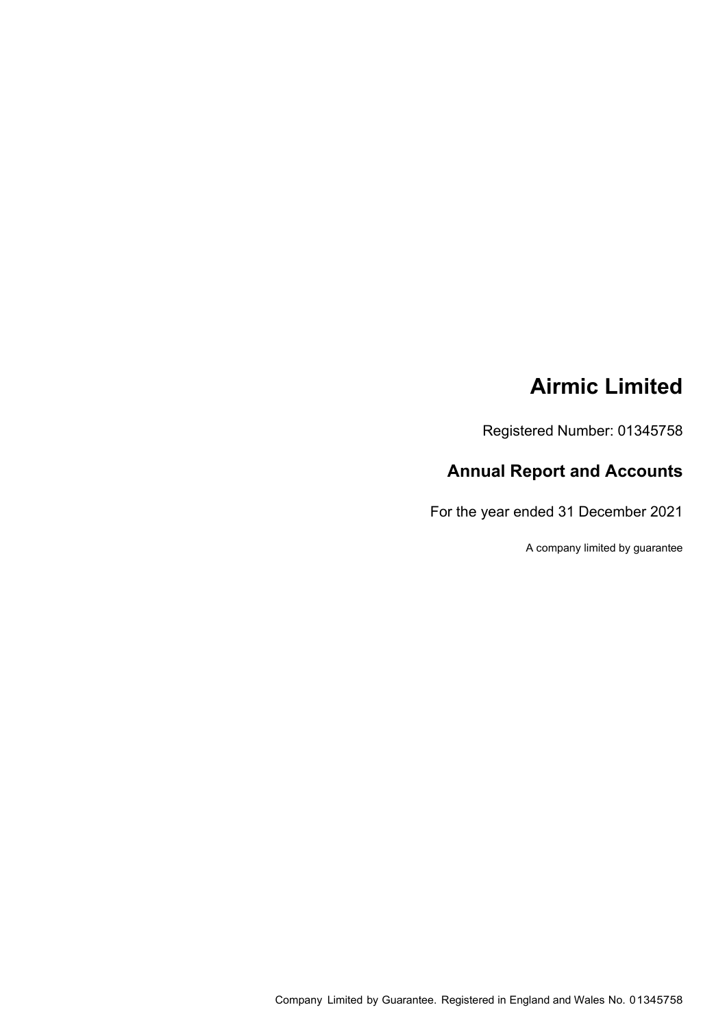# Airmic Limited

Registered Number: 01345758

## Annual Report and Accounts

For the year ended 31 December 2021

A company limited by guarantee

Company Limited by Guarantee. Registered in England and Wales No. 01345758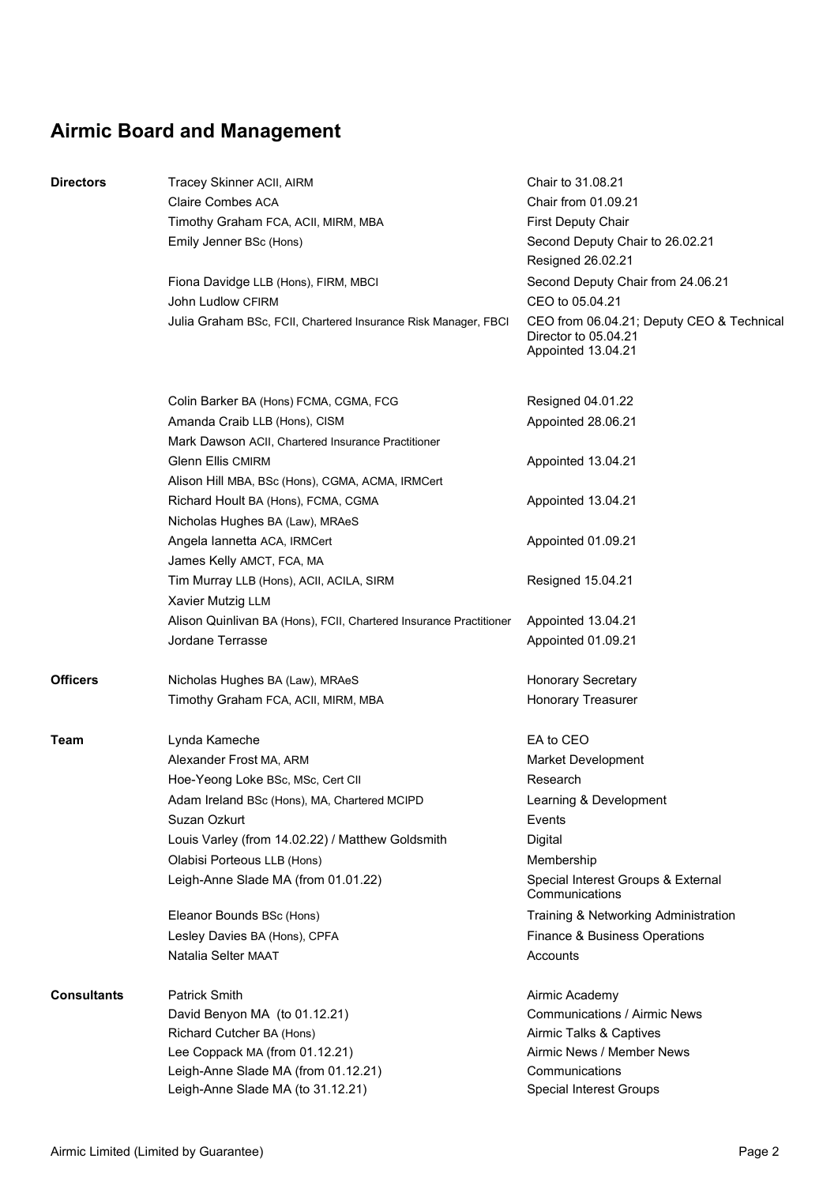# Airmic Board and Management

| | | |
|---|---|---|
| **Directors** | Tracey Skinner ACII, AIRM | Chair to 31.08.21 |
| | Claire Combes ACA | Chair from 01.09.21 |
| | Timothy Graham FCA, ACII, MIRM, MBA | First Deputy Chair |
| | Emily Jenner BSc (Hons) | Second Deputy Chair to 26.02.21<br>Resigned 26.02.21 |
| | Fiona Davidge LLB (Hons), FIRM, MBCI | Second Deputy Chair from 24.06.21 |
| | John Ludlow CFIRM | CEO to 05.04.21 |
| | Julia Graham BSc, FCII, Chartered Insurance Risk Manager, FBCI | CEO from 06.04.21; Deputy CEO & Technical Director to 05.04.21<br>Appointed 13.04.21 |
| | Colin Barker BA (Hons) FCMA, CGMA, FCG | Resigned 04.01.22 |
| | Amanda Craib LLB (Hons), CISM | Appointed 28.06.21 |
| | Mark Dawson ACII, Chartered Insurance Practitioner | |
| | Glenn Ellis CMIRM | Appointed 13.04.21 |
| | Alison Hill MBA, BSc (Hons), CGMA, ACMA, IRMCert | |
| | Richard Hoult BA (Hons), FCMA, CGMA | Appointed 13.04.21 |
| | Nicholas Hughes BA (Law), MRAeS | |
| | Angela Iannetta ACA, IRMCert | Appointed 01.09.21 |
| | James Kelly AMCT, FCA, MA | |
| | Tim Murray LLB (Hons), ACII, ACILA, SIRM | Resigned 15.04.21 |
| | Xavier Mutzig LLM | |
| | Alison Quinlivan BA (Hons), FCII, Chartered Insurance Practitioner | Appointed 13.04.21 |
| | Jordane Terrasse | Appointed 01.09.21 |
| **Officers** | Nicholas Hughes BA (Law), MRAeS | Honorary Secretary |
| | Timothy Graham FCA, ACII, MIRM, MBA | Honorary Treasurer |
| **Team** | Lynda Kameche | EA to CEO |
| | Alexander Frost MA, ARM | Market Development |
| | Hoe-Yeong Loke BSc, MSc, Cert CII | Research |
| | Adam Ireland BSc (Hons), MA, Chartered MCIPD | Learning & Development |
| | Suzan Ozkurt | Events |
| | Louis Varley (from 14.02.22) / Matthew Goldsmith | Digital |
| | Olabisi Porteous LLB (Hons) | Membership |
| | Leigh-Anne Slade MA (from 01.01.22) | Special Interest Groups & External Communications |
| | Eleanor Bounds BSc (Hons) | Training & Networking Administration |
| | Lesley Davies BA (Hons), CPFA | Finance & Business Operations |
| | Natalia Selter MAAT | Accounts |
| **Consultants** | Patrick Smith | Airmic Academy |
| | David Benyon MA (to 01.12.21) | Communications / Airmic News |
| | Richard Cutcher BA (Hons) | Airmic Talks & Captives |
| | Lee Coppack MA (from 01.12.21) | Airmic News / Member News |
| | Leigh-Anne Slade MA (from 01.12.21) | Communications |
| | Leigh-Anne Slade MA (to 31.12.21) | Special Interest Groups |

Airmic Limited (Limited by Guarantee)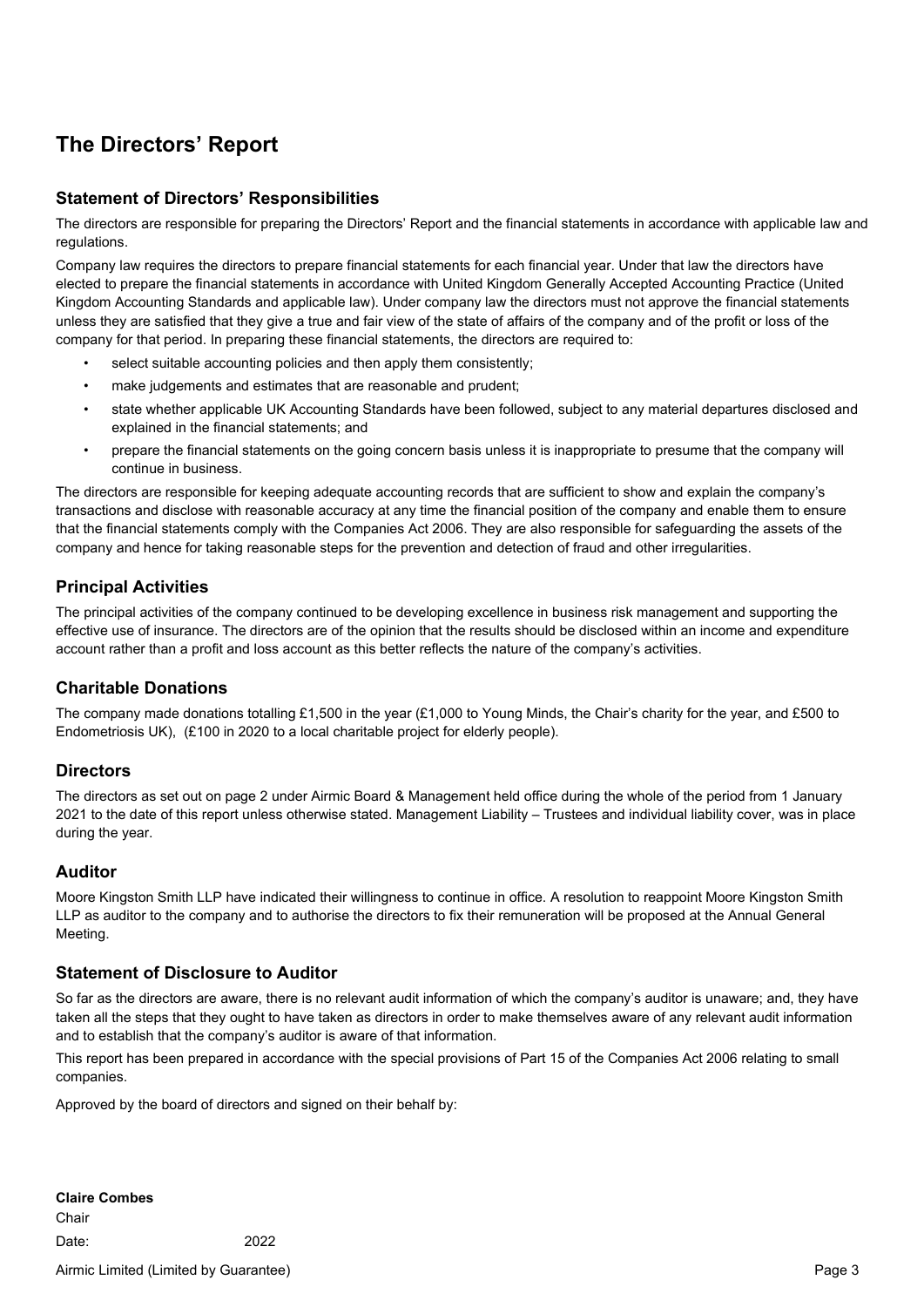# The Directors' Report

## Statement of Directors' Responsibilities

The directors are responsible for preparing the Directors' Report and the financial statements in accordance with applicable law and regulations.

Company law requires the directors to prepare financial statements for each financial year. Under that law the directors have elected to prepare the financial statements in accordance with United Kingdom Generally Accepted Accounting Practice (United Kingdom Accounting Standards and applicable law). Under company law the directors must not approve the financial statements unless they are satisfied that they give a true and fair view of the state of affairs of the company and of the profit or loss of the company for that period. In preparing these financial statements, the directors are required to:

- select suitable accounting policies and then apply them consistently;
- make judgements and estimates that are reasonable and prudent;
- state whether applicable UK Accounting Standards have been followed, subject to any material departures disclosed and explained in the financial statements; and
- prepare the financial statements on the going concern basis unless it is inappropriate to presume that the company will continue in business.

The directors are responsible for keeping adequate accounting records that are sufficient to show and explain the company's transactions and disclose with reasonable accuracy at any time the financial position of the company and enable them to ensure that the financial statements comply with the Companies Act 2006. They are also responsible for safeguarding the assets of the company and hence for taking reasonable steps for the prevention and detection of fraud and other irregularities.

## Principal Activities

The principal activities of the company continued to be developing excellence in business risk management and supporting the effective use of insurance. The directors are of the opinion that the results should be disclosed within an income and expenditure account rather than a profit and loss account as this better reflects the nature of the company's activities.

## Charitable Donations

The company made donations totalling £1,500 in the year (£1,000 to Young Minds, the Chair's charity for the year, and £500 to Endometriosis UK), (£100 in 2020 to a local charitable project for elderly people).

## Directors

The directors as set out on page 2 under Airmic Board & Management held office during the whole of the period from 1 January 2021 to the date of this report unless otherwise stated. Management Liability – Trustees and individual liability cover, was in place during the year.

## Auditor

Moore Kingston Smith LLP have indicated their willingness to continue in office. A resolution to reappoint Moore Kingston Smith LLP as auditor to the company and to authorise the directors to fix their remuneration will be proposed at the Annual General Meeting.

## Statement of Disclosure to Auditor

So far as the directors are aware, there is no relevant audit information of which the company's auditor is unaware; and, they have taken all the steps that they ought to have taken as directors in order to make themselves aware of any relevant audit information and to establish that the company's auditor is aware of that information.

This report has been prepared in accordance with the special provisions of Part 15 of the Companies Act 2006 relating to small companies.

Approved by the board of directors and signed on their behalf by:

**Claire Combes**

Chair

Date: 2022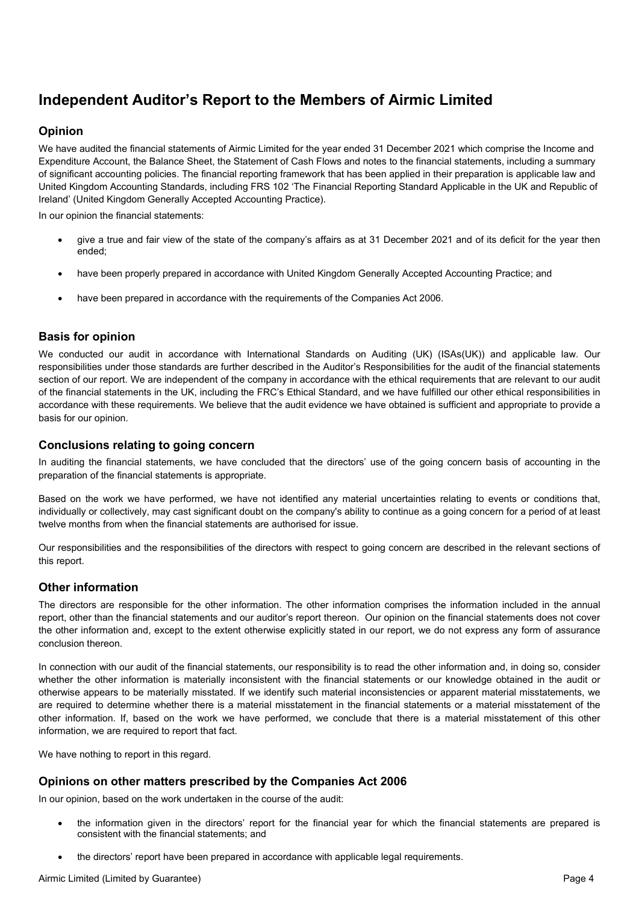# Independent Auditor's Report to the Members of Airmic Limited

## Opinion

We have audited the financial statements of Airmic Limited for the year ended 31 December 2021 which comprise the Income and Expenditure Account, the Balance Sheet, the Statement of Cash Flows and notes to the financial statements, including a summary of significant accounting policies. The financial reporting framework that has been applied in their preparation is applicable law and United Kingdom Accounting Standards, including FRS 102 'The Financial Reporting Standard Applicable in the UK and Republic of Ireland' (United Kingdom Generally Accepted Accounting Practice).

In our opinion the financial statements:

- give a true and fair view of the state of the company's affairs as at 31 December 2021 and of its deficit for the year then ended;
- have been properly prepared in accordance with United Kingdom Generally Accepted Accounting Practice; and
- have been prepared in accordance with the requirements of the Companies Act 2006.

## Basis for opinion

We conducted our audit in accordance with International Standards on Auditing (UK) (ISAs(UK)) and applicable law. Our responsibilities under those standards are further described in the Auditor's Responsibilities for the audit of the financial statements section of our report. We are independent of the company in accordance with the ethical requirements that are relevant to our audit of the financial statements in the UK, including the FRC's Ethical Standard, and we have fulfilled our other ethical responsibilities in accordance with these requirements. We believe that the audit evidence we have obtained is sufficient and appropriate to provide a basis for our opinion.

## Conclusions relating to going concern

In auditing the financial statements, we have concluded that the directors' use of the going concern basis of accounting in the preparation of the financial statements is appropriate.

Based on the work we have performed, we have not identified any material uncertainties relating to events or conditions that, individually or collectively, may cast significant doubt on the company's ability to continue as a going concern for a period of at least twelve months from when the financial statements are authorised for issue.

Our responsibilities and the responsibilities of the directors with respect to going concern are described in the relevant sections of this report.

## Other information

The directors are responsible for the other information. The other information comprises the information included in the annual report, other than the financial statements and our auditor's report thereon. Our opinion on the financial statements does not cover the other information and, except to the extent otherwise explicitly stated in our report, we do not express any form of assurance conclusion thereon.

In connection with our audit of the financial statements, our responsibility is to read the other information and, in doing so, consider whether the other information is materially inconsistent with the financial statements or our knowledge obtained in the audit or otherwise appears to be materially misstated. If we identify such material inconsistencies or apparent material misstatements, we are required to determine whether there is a material misstatement in the financial statements or a material misstatement of the other information. If, based on the work we have performed, we conclude that there is a material misstatement of this other information, we are required to report that fact.

We have nothing to report in this regard.

## Opinions on other matters prescribed by the Companies Act 2006

In our opinion, based on the work undertaken in the course of the audit:

- the information given in the directors' report for the financial year for which the financial statements are prepared is consistent with the financial statements; and
- the directors' report have been prepared in accordance with applicable legal requirements.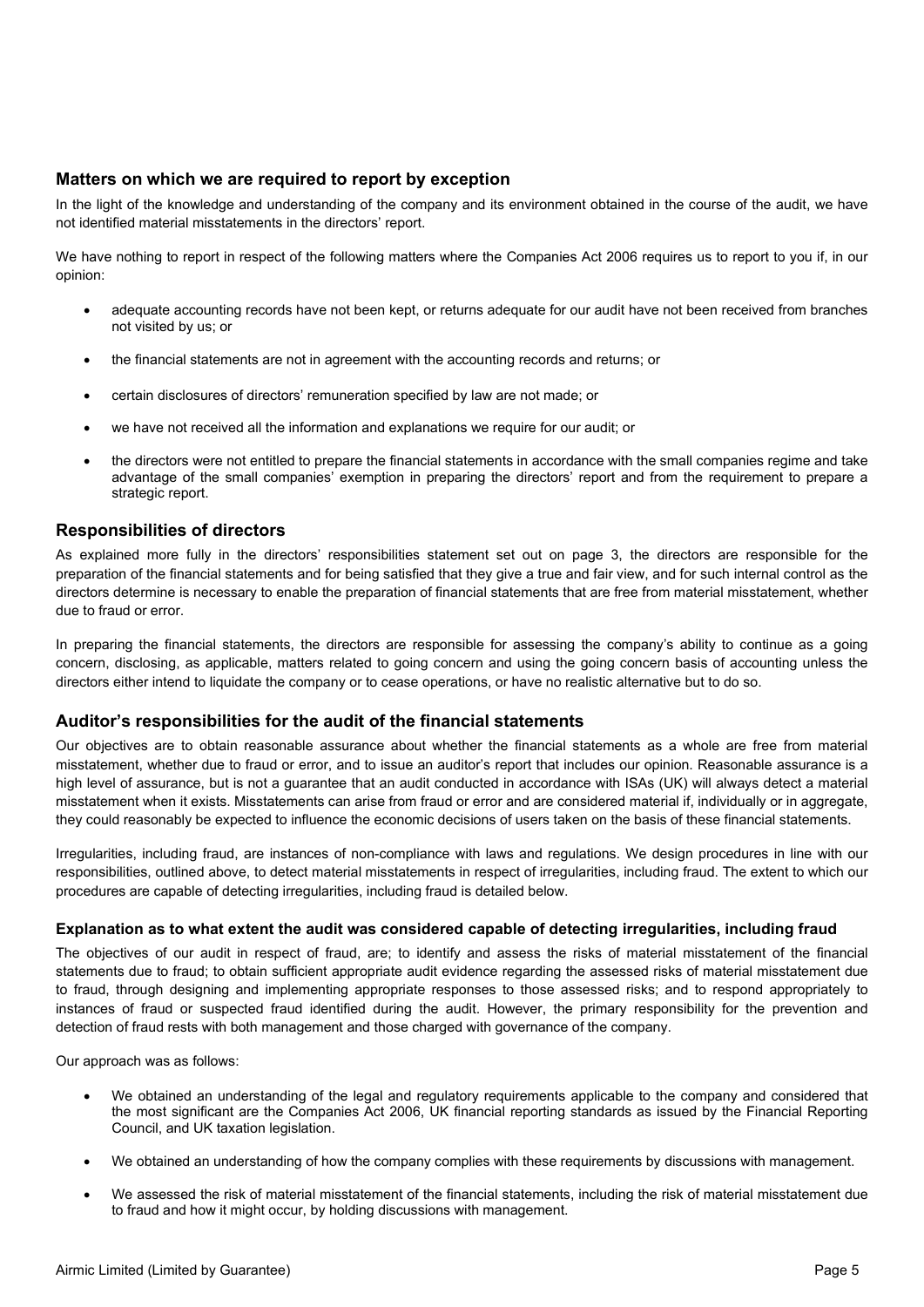## Matters on which we are required to report by exception

In the light of the knowledge and understanding of the company and its environment obtained in the course of the audit, we have not identified material misstatements in the directors' report.

We have nothing to report in respect of the following matters where the Companies Act 2006 requires us to report to you if, in our opinion:

- adequate accounting records have not been kept, or returns adequate for our audit have not been received from branches not visited by us; or
- the financial statements are not in agreement with the accounting records and returns; or
- certain disclosures of directors' remuneration specified by law are not made; or
- we have not received all the information and explanations we require for our audit; or
- the directors were not entitled to prepare the financial statements in accordance with the small companies regime and take advantage of the small companies' exemption in preparing the directors' report and from the requirement to prepare a strategic report.

## Responsibilities of directors

As explained more fully in the directors' responsibilities statement set out on page 3, the directors are responsible for the preparation of the financial statements and for being satisfied that they give a true and fair view, and for such internal control as the directors determine is necessary to enable the preparation of financial statements that are free from material misstatement, whether due to fraud or error.

In preparing the financial statements, the directors are responsible for assessing the company's ability to continue as a going concern, disclosing, as applicable, matters related to going concern and using the going concern basis of accounting unless the directors either intend to liquidate the company or to cease operations, or have no realistic alternative but to do so.

## Auditor's responsibilities for the audit of the financial statements

Our objectives are to obtain reasonable assurance about whether the financial statements as a whole are free from material misstatement, whether due to fraud or error, and to issue an auditor's report that includes our opinion. Reasonable assurance is a high level of assurance, but is not a guarantee that an audit conducted in accordance with ISAs (UK) will always detect a material misstatement when it exists. Misstatements can arise from fraud or error and are considered material if, individually or in aggregate, they could reasonably be expected to influence the economic decisions of users taken on the basis of these financial statements.

Irregularities, including fraud, are instances of non-compliance with laws and regulations. We design procedures in line with our responsibilities, outlined above, to detect material misstatements in respect of irregularities, including fraud. The extent to which our procedures are capable of detecting irregularities, including fraud is detailed below.

### Explanation as to what extent the audit was considered capable of detecting irregularities, including fraud

The objectives of our audit in respect of fraud, are; to identify and assess the risks of material misstatement of the financial statements due to fraud; to obtain sufficient appropriate audit evidence regarding the assessed risks of material misstatement due to fraud, through designing and implementing appropriate responses to those assessed risks; and to respond appropriately to instances of fraud or suspected fraud identified during the audit. However, the primary responsibility for the prevention and detection of fraud rests with both management and those charged with governance of the company.

Our approach was as follows:

- We obtained an understanding of the legal and regulatory requirements applicable to the company and considered that the most significant are the Companies Act 2006, UK financial reporting standards as issued by the Financial Reporting Council, and UK taxation legislation.
- We obtained an understanding of how the company complies with these requirements by discussions with management.
- We assessed the risk of material misstatement of the financial statements, including the risk of material misstatement due to fraud and how it might occur, by holding discussions with management.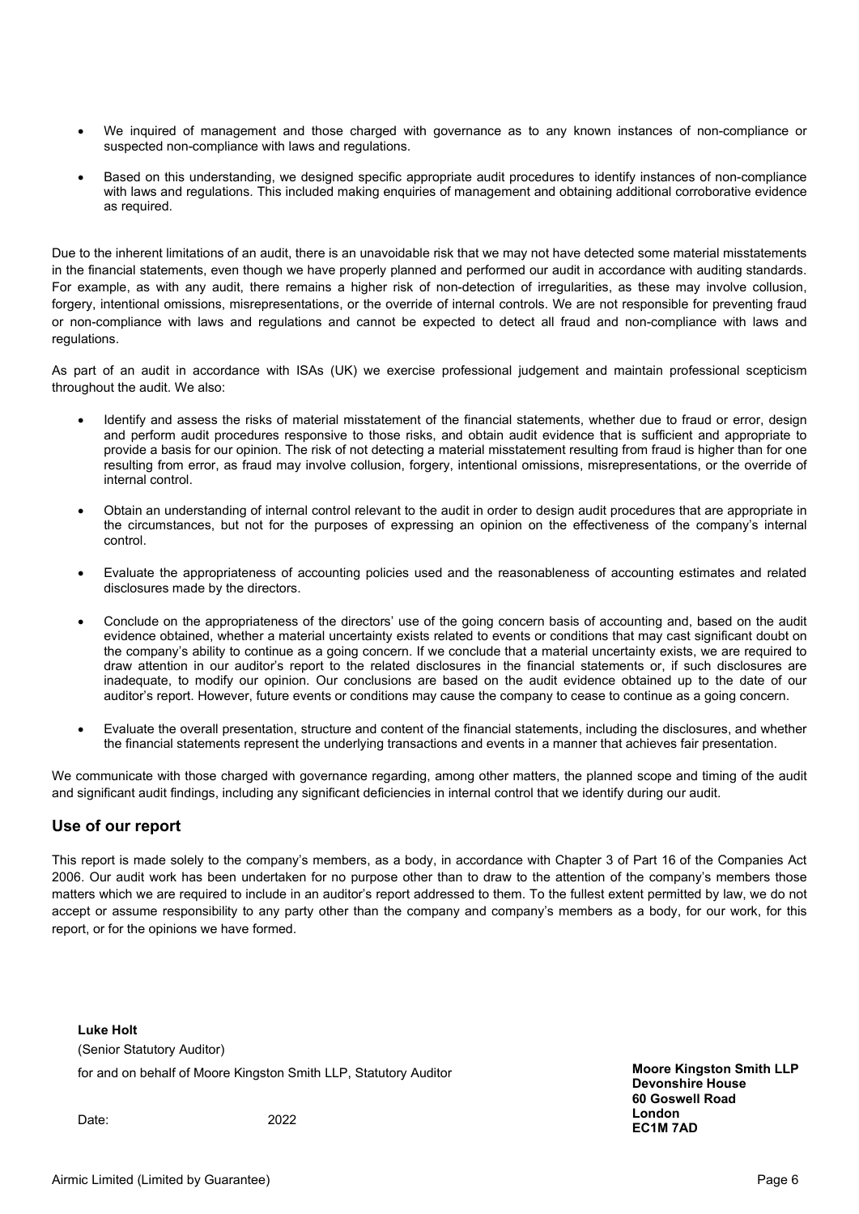- We inquired of management and those charged with governance as to any known instances of non-compliance or suspected non-compliance with laws and regulations.
- Based on this understanding, we designed specific appropriate audit procedures to identify instances of non-compliance with laws and regulations. This included making enquiries of management and obtaining additional corroborative evidence as required.

Due to the inherent limitations of an audit, there is an unavoidable risk that we may not have detected some material misstatements in the financial statements, even though we have properly planned and performed our audit in accordance with auditing standards. For example, as with any audit, there remains a higher risk of non-detection of irregularities, as these may involve collusion, forgery, intentional omissions, misrepresentations, or the override of internal controls. We are not responsible for preventing fraud or non-compliance with laws and regulations and cannot be expected to detect all fraud and non-compliance with laws and regulations.

As part of an audit in accordance with ISAs (UK) we exercise professional judgement and maintain professional scepticism throughout the audit. We also:

- Identify and assess the risks of material misstatement of the financial statements, whether due to fraud or error, design and perform audit procedures responsive to those risks, and obtain audit evidence that is sufficient and appropriate to provide a basis for our opinion. The risk of not detecting a material misstatement resulting from fraud is higher than for one resulting from error, as fraud may involve collusion, forgery, intentional omissions, misrepresentations, or the override of internal control.
- Obtain an understanding of internal control relevant to the audit in order to design audit procedures that are appropriate in the circumstances, but not for the purposes of expressing an opinion on the effectiveness of the company's internal control.
- Evaluate the appropriateness of accounting policies used and the reasonableness of accounting estimates and related disclosures made by the directors.
- Conclude on the appropriateness of the directors' use of the going concern basis of accounting and, based on the audit evidence obtained, whether a material uncertainty exists related to events or conditions that may cast significant doubt on the company's ability to continue as a going concern. If we conclude that a material uncertainty exists, we are required to draw attention in our auditor's report to the related disclosures in the financial statements or, if such disclosures are inadequate, to modify our opinion. Our conclusions are based on the audit evidence obtained up to the date of our auditor's report. However, future events or conditions may cause the company to cease to continue as a going concern.
- Evaluate the overall presentation, structure and content of the financial statements, including the disclosures, and whether the financial statements represent the underlying transactions and events in a manner that achieves fair presentation.

We communicate with those charged with governance regarding, among other matters, the planned scope and timing of the audit and significant audit findings, including any significant deficiencies in internal control that we identify during our audit.

## Use of our report

This report is made solely to the company's members, as a body, in accordance with Chapter 3 of Part 16 of the Companies Act 2006. Our audit work has been undertaken for no purpose other than to draw to the attention of the company's members those matters which we are required to include in an auditor's report addressed to them. To the fullest extent permitted by law, we do not accept or assume responsibility to any party other than the company and company's members as a body, for our work, for this report, or for the opinions we have formed.

**Luke Holt**
(Senior Statutory Auditor)
for and on behalf of Moore Kingston Smith LLP, Statutory Auditor

Date: 2022

**Moore Kingston Smith LLP**
**Devonshire House**
**60 Goswell Road**
**London**
**EC1M 7AD**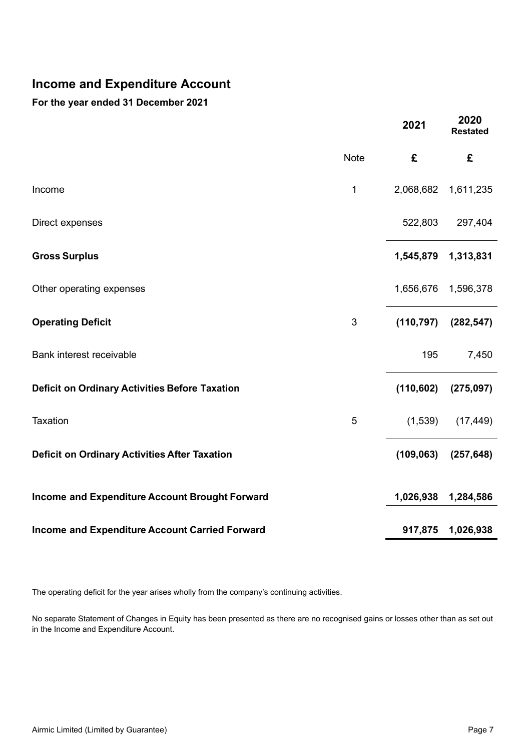# Income and Expenditure Account

**For the year ended 31 December 2021**

| | Note | 2021 | 2020 Restated |
|---|---|---|---|
| | | £ | £ |
| Income | 1 | 2,068,682 | 1,611,235 |
| Direct expenses | | 522,803 | 297,404 |
| **Gross Surplus** | | **1,545,879** | **1,313,831** |
| Other operating expenses | | 1,656,676 | 1,596,378 |
| **Operating Deficit** | 3 | **(110,797)** | **(282,547)** |
| Bank interest receivable | | 195 | 7,450 |
| **Deficit on Ordinary Activities Before Taxation** | | **(110,602)** | **(275,097)** |
| Taxation | 5 | (1,539) | (17,449) |
| **Deficit on Ordinary Activities After Taxation** | | **(109,063)** | **(257,648)** |
| **Income and Expenditure Account Brought Forward** | | **1,026,938** | **1,284,586** |
| **Income and Expenditure Account Carried Forward** | | **917,875** | **1,026,938** |

The operating deficit for the year arises wholly from the company's continuing activities.

No separate Statement of Changes in Equity has been presented as there are no recognised gains or losses other than as set out in the Income and Expenditure Account.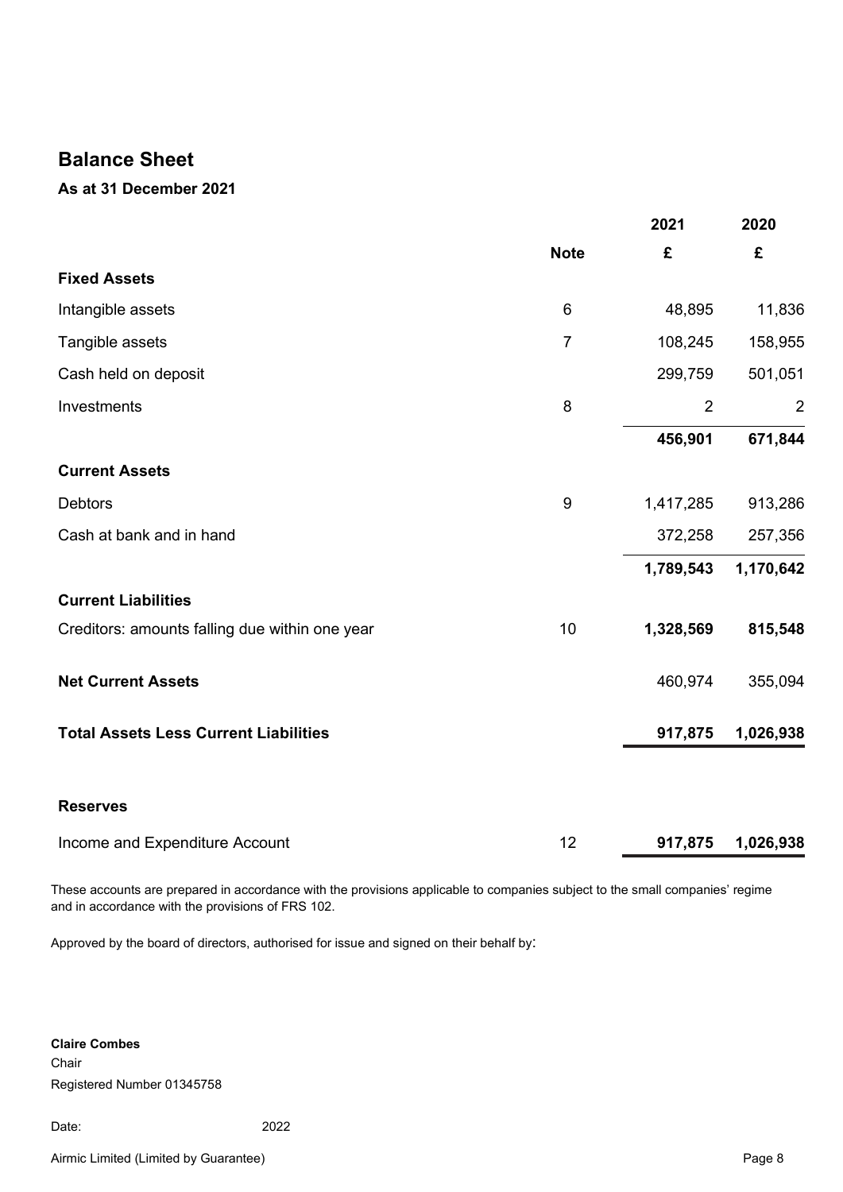# Balance Sheet

**As at 31 December 2021**

| | Note | 2021 £ | 2020 £ |
|---|---|---|---|
| **Fixed Assets** | | | |
| Intangible assets | 6 | 48,895 | 11,836 |
| Tangible assets | 7 | 108,245 | 158,955 |
| Cash held on deposit | | 299,759 | 501,051 |
| Investments | 8 | 2 | 2 |
| | | **456,901** | **671,844** |
| **Current Assets** | | | |
| Debtors | 9 | 1,417,285 | 913,286 |
| Cash at bank and in hand | | 372,258 | 257,356 |
| | | **1,789,543** | **1,170,642** |
| **Current Liabilities** | | | |
| Creditors: amounts falling due within one year | 10 | **1,328,569** | **815,548** |
| **Net Current Assets** | | 460,974 | 355,094 |
| **Total Assets Less Current Liabilities** | | **917,875** | **1,026,938** |
| **Reserves** | | | |
| Income and Expenditure Account | 12 | **917,875** | **1,026,938** |

These accounts are prepared in accordance with the provisions applicable to companies subject to the small companies' regime and in accordance with the provisions of FRS 102.

Approved by the board of directors, authorised for issue and signed on their behalf by:

**Claire Combes**
Chair
Registered Number 01345758

Date: 2022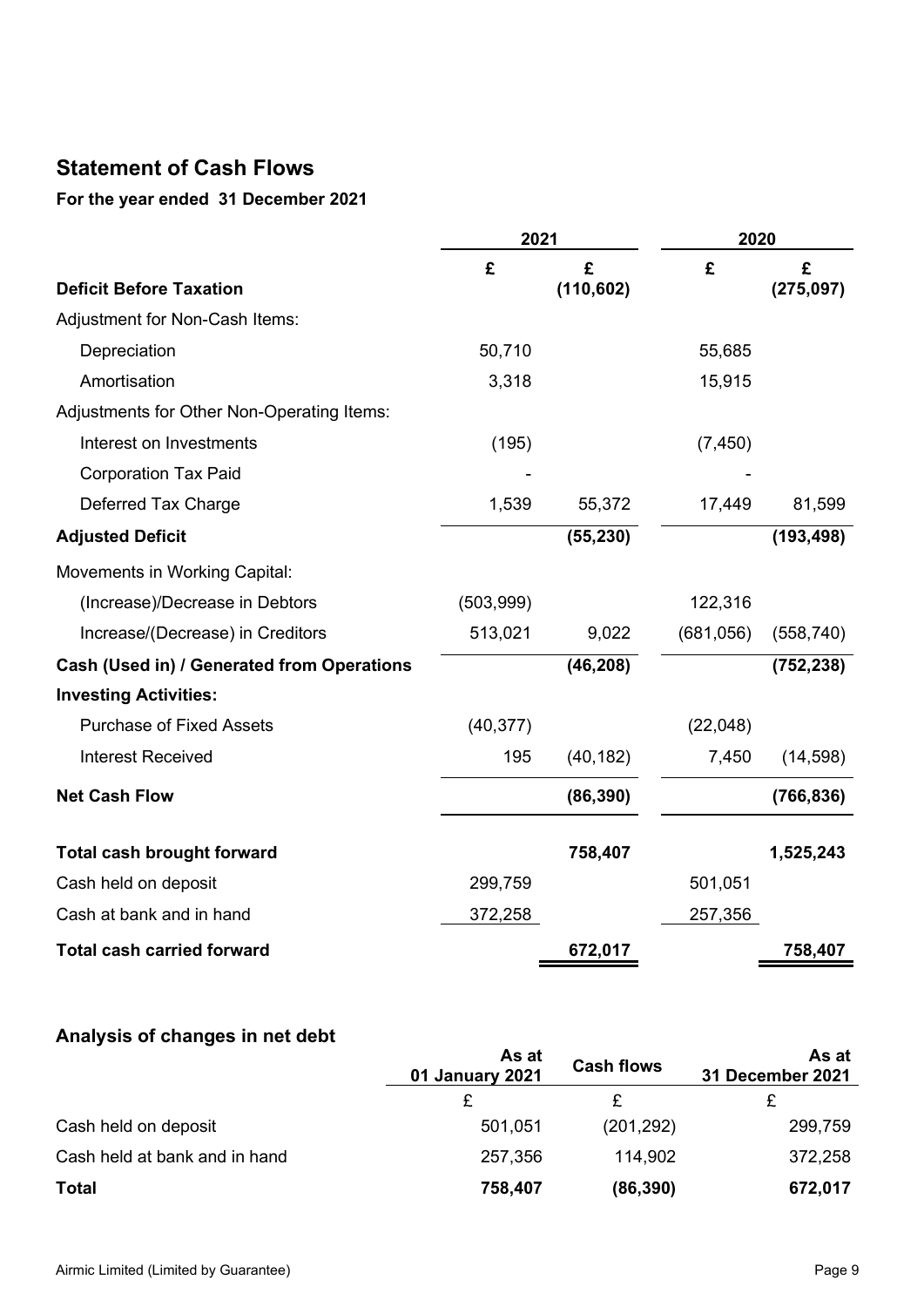## Statement of Cash Flows

### For the year ended 31 December 2021

| | 2021 | | 2020 | |
|---|---|---|---|---|
| | £ | £ | £ | £ |
| **Deficit Before Taxation** | | **(110,602)** | | **(275,097)** |
| Adjustment for Non-Cash Items: | | | | |
| Depreciation | 50,710 | | 55,685 | |
| Amortisation | 3,318 | | 15,915 | |
| Adjustments for Other Non-Operating Items: | | | | |
| Interest on Investments | (195) | | (7,450) | |
| Corporation Tax Paid | - | | - | |
| Deferred Tax Charge | 1,539 | 55,372 | 17,449 | 81,599 |
| **Adjusted Deficit** | | **(55,230)** | | **(193,498)** |
| Movements in Working Capital: | | | | |
| (Increase)/Decrease in Debtors | (503,999) | | 122,316 | |
| Increase/(Decrease) in Creditors | 513,021 | 9,022 | (681,056) | (558,740) |
| **Cash (Used in) / Generated from Operations** | | **(46,208)** | | **(752,238)** |
| **Investing Activities:** | | | | |
| Purchase of Fixed Assets | (40,377) | | (22,048) | |
| Interest Received | 195 | (40,182) | 7,450 | (14,598) |
| **Net Cash Flow** | | **(86,390)** | | **(766,836)** |
| **Total cash brought forward** | | **758,407** | | **1,525,243** |
| Cash held on deposit | 299,759 | | 501,051 | |
| Cash at bank and in hand | 372,258 | | 257,356 | |
| **Total cash carried forward** | | **672,017** | | **758,407** |

## Analysis of changes in net debt

| | As at 01 January 2021 | Cash flows | As at 31 December 2021 |
|---|---|---|---|
| | £ | £ | £ |
| Cash held on deposit | 501,051 | (201,292) | 299,759 |
| Cash held at bank and in hand | 257,356 | 114,902 | 372,258 |
| **Total** | **758,407** | **(86,390)** | **672,017** |

Airmic Limited (Limited by Guarantee)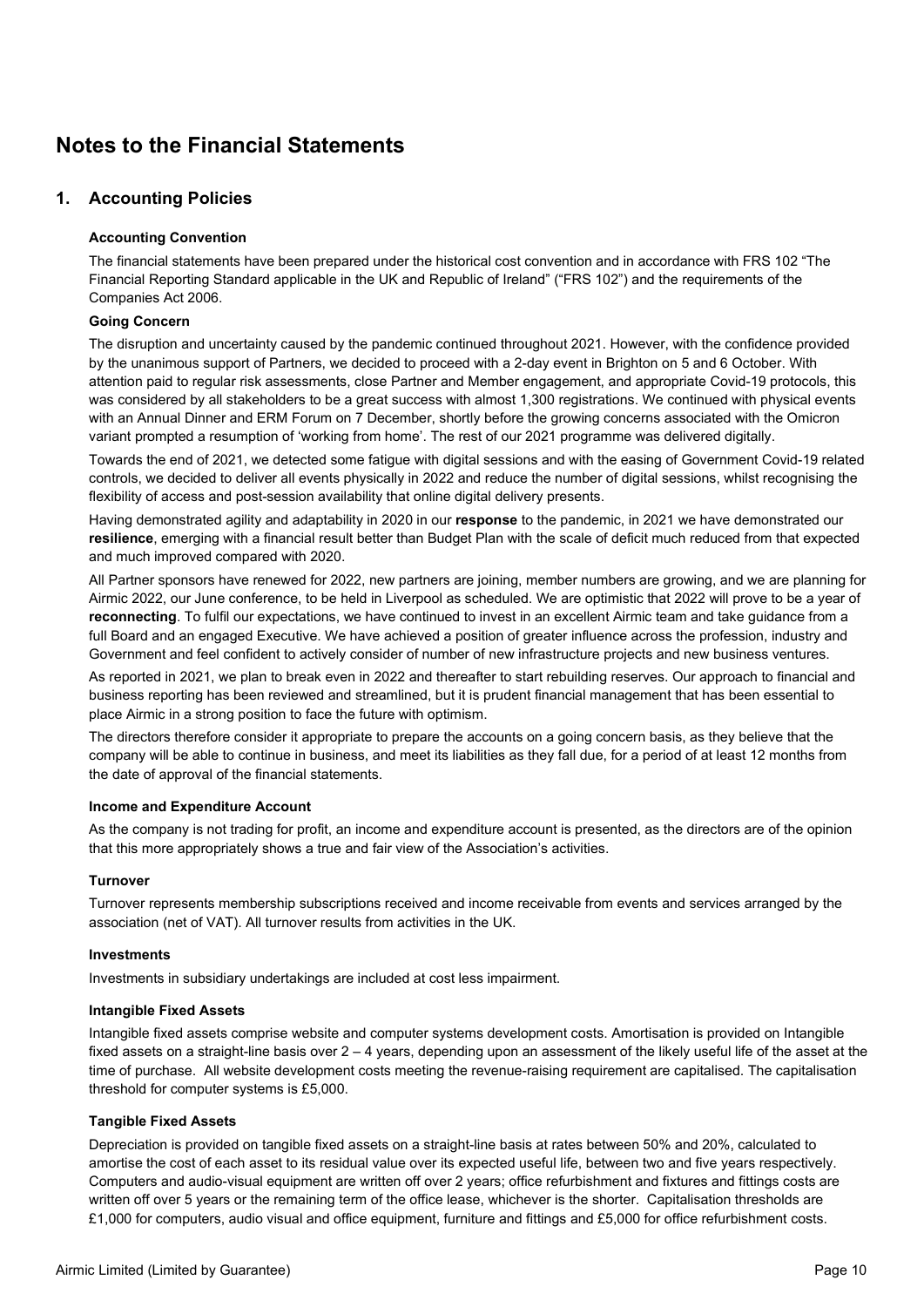# Notes to the Financial Statements

## 1. Accounting Policies

### Accounting Convention

The financial statements have been prepared under the historical cost convention and in accordance with FRS 102 "The Financial Reporting Standard applicable in the UK and Republic of Ireland" ("FRS 102") and the requirements of the Companies Act 2006.

### Going Concern

The disruption and uncertainty caused by the pandemic continued throughout 2021. However, with the confidence provided by the unanimous support of Partners, we decided to proceed with a 2-day event in Brighton on 5 and 6 October. With attention paid to regular risk assessments, close Partner and Member engagement, and appropriate Covid-19 protocols, this was considered by all stakeholders to be a great success with almost 1,300 registrations. We continued with physical events with an Annual Dinner and ERM Forum on 7 December, shortly before the growing concerns associated with the Omicron variant prompted a resumption of 'working from home'. The rest of our 2021 programme was delivered digitally.

Towards the end of 2021, we detected some fatigue with digital sessions and with the easing of Government Covid-19 related controls, we decided to deliver all events physically in 2022 and reduce the number of digital sessions, whilst recognising the flexibility of access and post-session availability that online digital delivery presents.

Having demonstrated agility and adaptability in 2020 in our **response** to the pandemic, in 2021 we have demonstrated our **resilience**, emerging with a financial result better than Budget Plan with the scale of deficit much reduced from that expected and much improved compared with 2020.

All Partner sponsors have renewed for 2022, new partners are joining, member numbers are growing, and we are planning for Airmic 2022, our June conference, to be held in Liverpool as scheduled. We are optimistic that 2022 will prove to be a year of **reconnecting**. To fulfil our expectations, we have continued to invest in an excellent Airmic team and take guidance from a full Board and an engaged Executive. We have achieved a position of greater influence across the profession, industry and Government and feel confident to actively consider of number of new infrastructure projects and new business ventures.

As reported in 2021, we plan to break even in 2022 and thereafter to start rebuilding reserves. Our approach to financial and business reporting has been reviewed and streamlined, but it is prudent financial management that has been essential to place Airmic in a strong position to face the future with optimism.

The directors therefore consider it appropriate to prepare the accounts on a going concern basis, as they believe that the company will be able to continue in business, and meet its liabilities as they fall due, for a period of at least 12 months from the date of approval of the financial statements.

### Income and Expenditure Account

As the company is not trading for profit, an income and expenditure account is presented, as the directors are of the opinion that this more appropriately shows a true and fair view of the Association's activities.

### Turnover

Turnover represents membership subscriptions received and income receivable from events and services arranged by the association (net of VAT). All turnover results from activities in the UK.

### Investments

Investments in subsidiary undertakings are included at cost less impairment.

### Intangible Fixed Assets

Intangible fixed assets comprise website and computer systems development costs. Amortisation is provided on Intangible fixed assets on a straight-line basis over 2 – 4 years, depending upon an assessment of the likely useful life of the asset at the time of purchase. All website development costs meeting the revenue-raising requirement are capitalised. The capitalisation threshold for computer systems is £5,000.

### Tangible Fixed Assets

Depreciation is provided on tangible fixed assets on a straight-line basis at rates between 50% and 20%, calculated to amortise the cost of each asset to its residual value over its expected useful life, between two and five years respectively. Computers and audio-visual equipment are written off over 2 years; office refurbishment and fixtures and fittings costs are written off over 5 years or the remaining term of the office lease, whichever is the shorter. Capitalisation thresholds are £1,000 for computers, audio visual and office equipment, furniture and fittings and £5,000 for office refurbishment costs.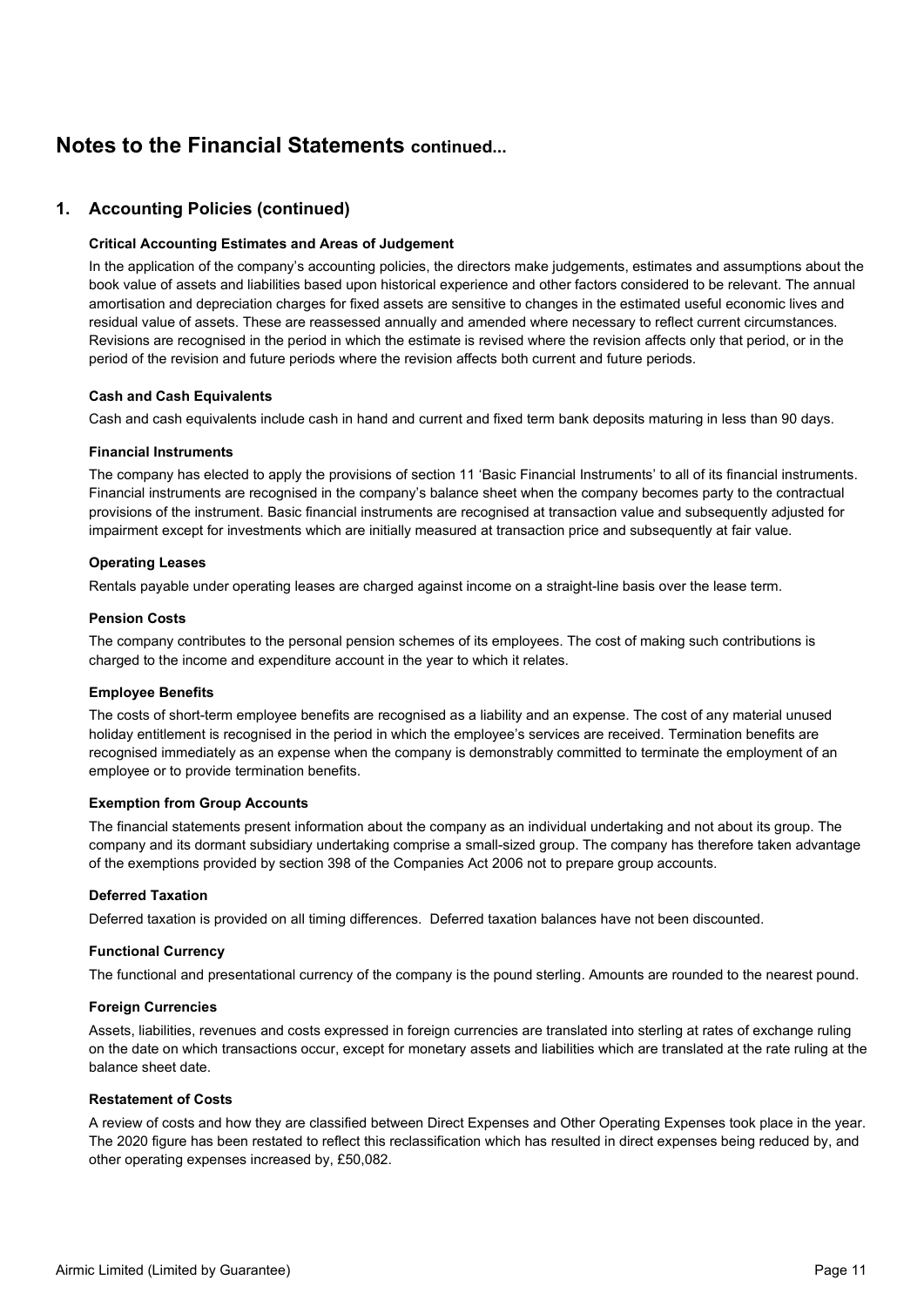# Notes to the Financial Statements continued...

## 1. Accounting Policies (continued)

**Critical Accounting Estimates and Areas of Judgement**

In the application of the company's accounting policies, the directors make judgements, estimates and assumptions about the book value of assets and liabilities based upon historical experience and other factors considered to be relevant. The annual amortisation and depreciation charges for fixed assets are sensitive to changes in the estimated useful economic lives and residual value of assets. These are reassessed annually and amended where necessary to reflect current circumstances. Revisions are recognised in the period in which the estimate is revised where the revision affects only that period, or in the period of the revision and future periods where the revision affects both current and future periods.

**Cash and Cash Equivalents**

Cash and cash equivalents include cash in hand and current and fixed term bank deposits maturing in less than 90 days.

**Financial Instruments**

The company has elected to apply the provisions of section 11 'Basic Financial Instruments' to all of its financial instruments. Financial instruments are recognised in the company's balance sheet when the company becomes party to the contractual provisions of the instrument. Basic financial instruments are recognised at transaction value and subsequently adjusted for impairment except for investments which are initially measured at transaction price and subsequently at fair value.

**Operating Leases**

Rentals payable under operating leases are charged against income on a straight-line basis over the lease term.

**Pension Costs**

The company contributes to the personal pension schemes of its employees. The cost of making such contributions is charged to the income and expenditure account in the year to which it relates.

**Employee Benefits**

The costs of short-term employee benefits are recognised as a liability and an expense. The cost of any material unused holiday entitlement is recognised in the period in which the employee's services are received. Termination benefits are recognised immediately as an expense when the company is demonstrably committed to terminate the employment of an employee or to provide termination benefits.

**Exemption from Group Accounts**

The financial statements present information about the company as an individual undertaking and not about its group. The company and its dormant subsidiary undertaking comprise a small-sized group. The company has therefore taken advantage of the exemptions provided by section 398 of the Companies Act 2006 not to prepare group accounts.

**Deferred Taxation**

Deferred taxation is provided on all timing differences. Deferred taxation balances have not been discounted.

**Functional Currency**

The functional and presentational currency of the company is the pound sterling. Amounts are rounded to the nearest pound.

**Foreign Currencies**

Assets, liabilities, revenues and costs expressed in foreign currencies are translated into sterling at rates of exchange ruling on the date on which transactions occur, except for monetary assets and liabilities which are translated at the rate ruling at the balance sheet date.

**Restatement of Costs**

A review of costs and how they are classified between Direct Expenses and Other Operating Expenses took place in the year. The 2020 figure has been restated to reflect this reclassification which has resulted in direct expenses being reduced by, and other operating expenses increased by, £50,082.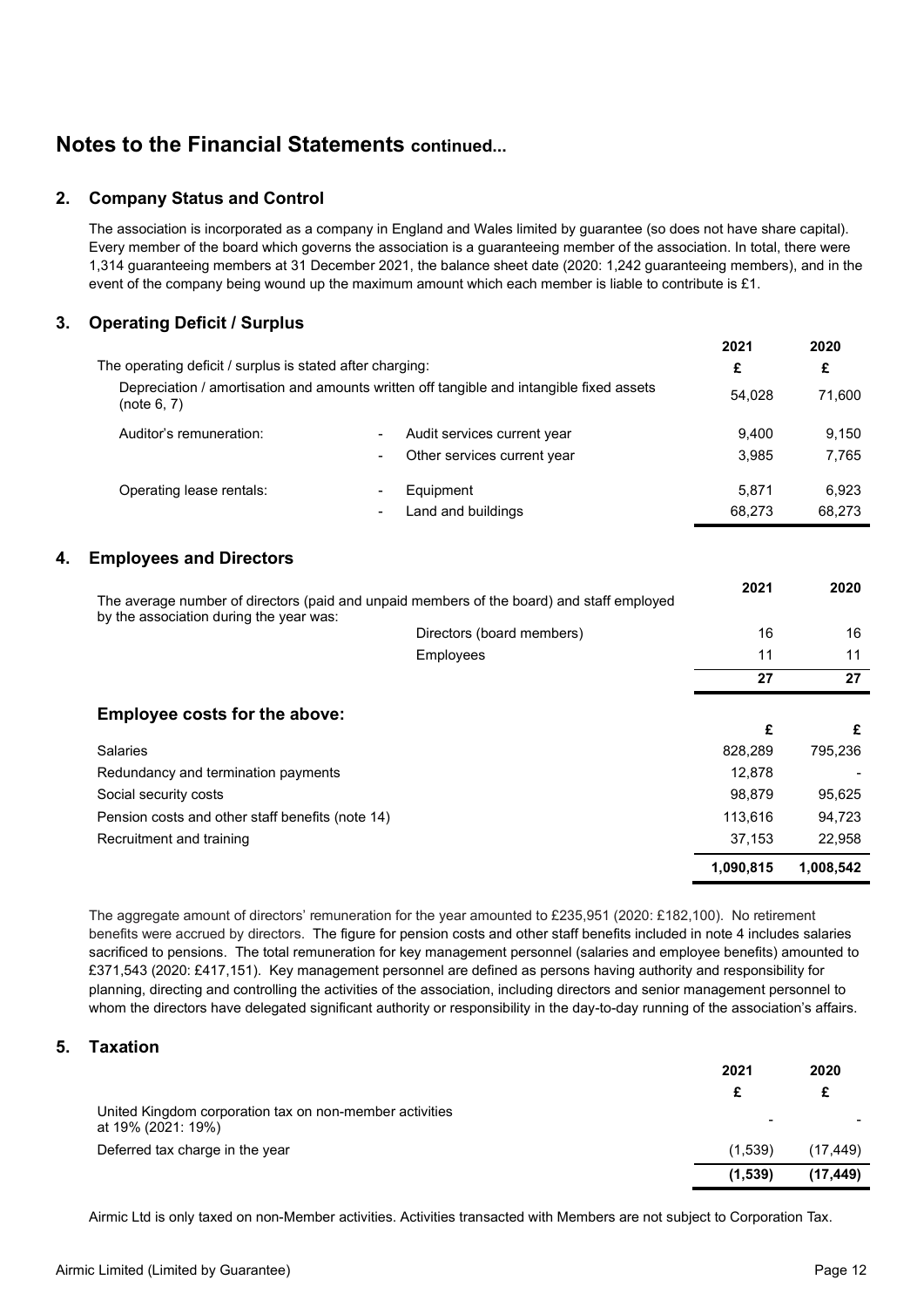# Notes to the Financial Statements continued...

## 2. Company Status and Control

The association is incorporated as a company in England and Wales limited by guarantee (so does not have share capital). Every member of the board which governs the association is a guaranteeing member of the association. In total, there were 1,314 guaranteeing members at 31 December 2021, the balance sheet date (2020: 1,242 guaranteeing members), and in the event of the company being wound up the maximum amount which each member is liable to contribute is £1.

## 3. Operating Deficit / Surplus

| | | 2021 | 2020 |
|---|---|---|---|
| The operating deficit / surplus is stated after charging: | | £ | £ |
| Depreciation / amortisation and amounts written off tangible and intangible fixed assets (note 6, 7) | | 54,028 | 71,600 |
| Auditor's remuneration: | - Audit services current year | 9,400 | 9,150 |
| | - Other services current year | 3,985 | 7,765 |
| Operating lease rentals: | - Equipment | 5,871 | 6,923 |
| | - Land and buildings | 68,273 | 68,273 |

## 4. Employees and Directors

| | | 2021 | 2020 |
|---|---|---|---|
| The average number of directors (paid and unpaid members of the board) and staff employed by the association during the year was: | | | |
| | Directors (board members) | 16 | 16 |
| | Employees | 11 | 11 |
| | | **27** | **27** |

### Employee costs for the above:

| | £ | £ |
|---|---|---|
| Salaries | 828,289 | 795,236 |
| Redundancy and termination payments | 12,878 | - |
| Social security costs | 98,879 | 95,625 |
| Pension costs and other staff benefits (note 14) | 113,616 | 94,723 |
| Recruitment and training | 37,153 | 22,958 |
| | **1,090,815** | **1,008,542** |

The aggregate amount of directors' remuneration for the year amounted to £235,951 (2020: £182,100). No retirement benefits were accrued by directors. The figure for pension costs and other staff benefits included in note 4 includes salaries sacrificed to pensions. The total remuneration for key management personnel (salaries and employee benefits) amounted to £371,543 (2020: £417,151). Key management personnel are defined as persons having authority and responsibility for planning, directing and controlling the activities of the association, including directors and senior management personnel to whom the directors have delegated significant authority or responsibility in the day-to-day running of the association's affairs.

## 5. Taxation

| | 2021 | 2020 |
|---|---|---|
| | £ | £ |
| United Kingdom corporation tax on non-member activities at 19% (2021: 19%) | - | - |
| Deferred tax charge in the year | (1,539) | (17,449) |
| | **(1,539)** | **(17,449)** |

Airmic Ltd is only taxed on non-Member activities. Activities transacted with Members are not subject to Corporation Tax.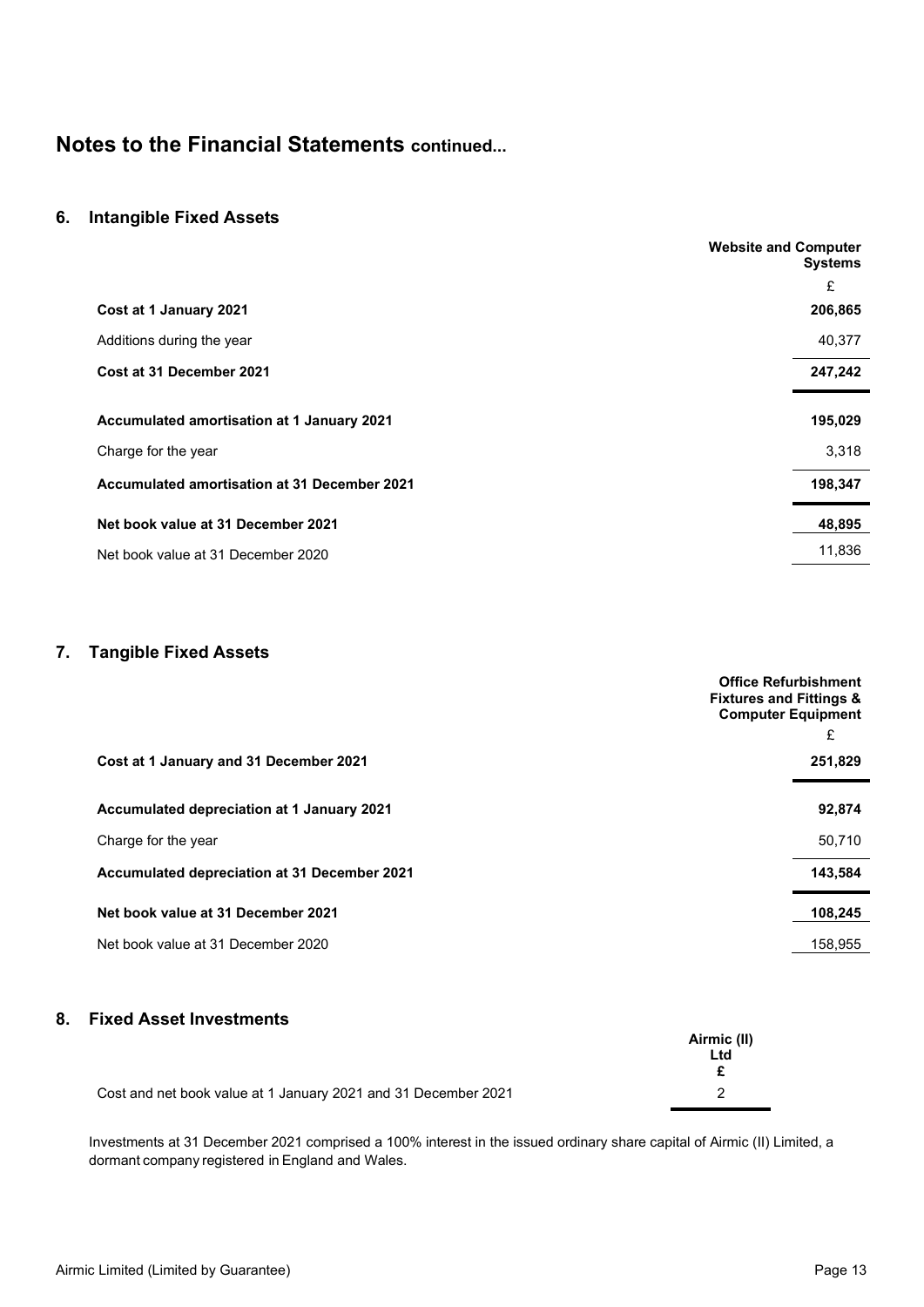# Notes to the Financial Statements continued...

## 6. Intangible Fixed Assets

| | Website and Computer Systems |
|---|---|
| | £ |
| **Cost at 1 January 2021** | **206,865** |
| Additions during the year | 40,377 |
| **Cost at 31 December 2021** | **247,242** |
| **Accumulated amortisation at 1 January 2021** | **195,029** |
| Charge for the year | 3,318 |
| **Accumulated amortisation at 31 December 2021** | **198,347** |
| **Net book value at 31 December 2021** | **48,895** |
| Net book value at 31 December 2020 | 11,836 |

## 7. Tangible Fixed Assets

| | Office Refurbishment Fixtures and Fittings & Computer Equipment |
|---|---|
| | £ |
| **Cost at 1 January and 31 December 2021** | **251,829** |
| **Accumulated depreciation at 1 January 2021** | **92,874** |
| Charge for the year | 50,710 |
| **Accumulated depreciation at 31 December 2021** | **143,584** |
| **Net book value at 31 December 2021** | **108,245** |
| Net book value at 31 December 2020 | 158,955 |

## 8. Fixed Asset Investments

| | Airmic (II) Ltd |
|---|---|
| | £ |
| Cost and net book value at 1 January 2021 and 31 December 2021 | 2 |

Investments at 31 December 2021 comprised a 100% interest in the issued ordinary share capital of Airmic (II) Limited, a dormant company registered in England and Wales.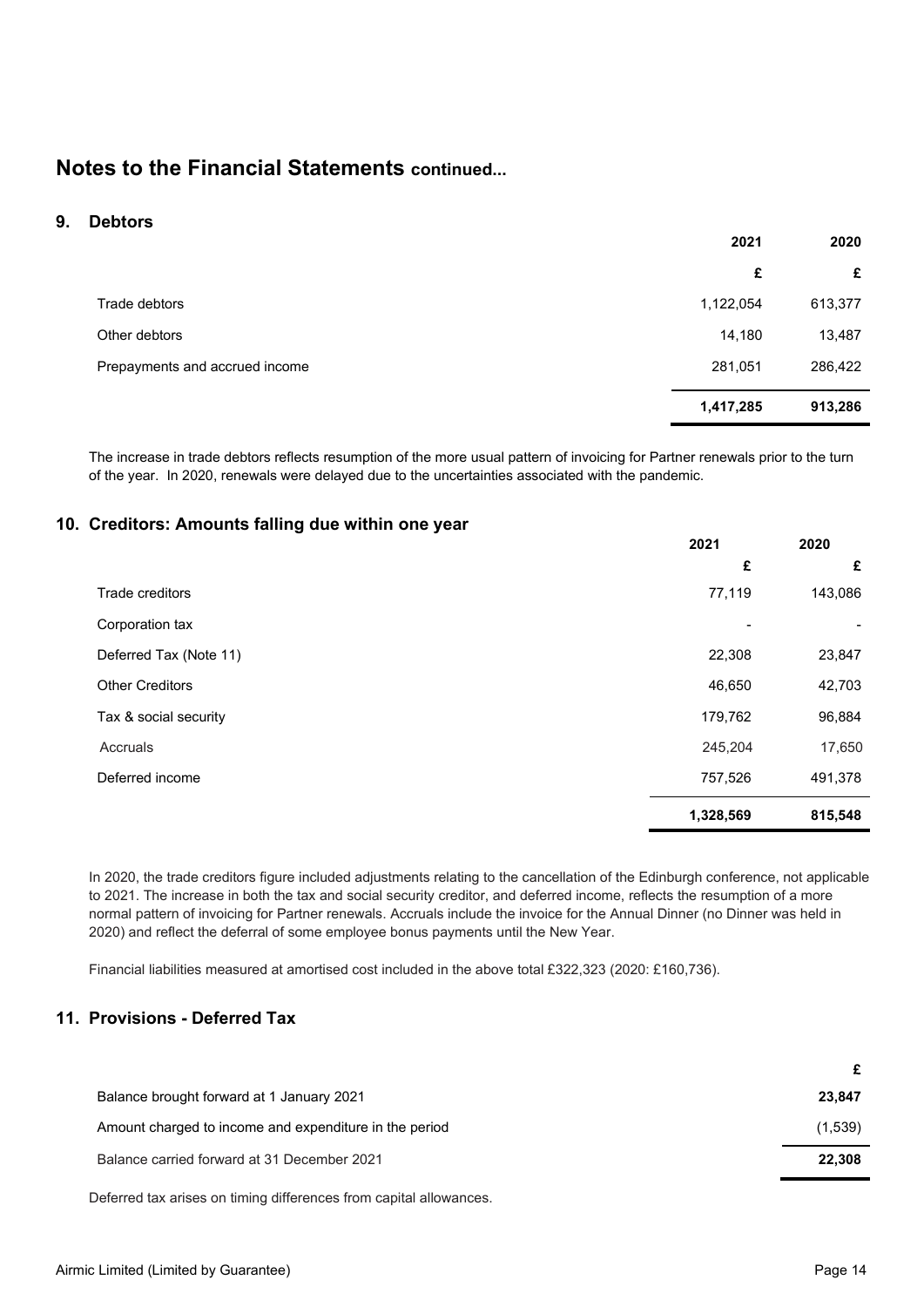# Notes to the Financial Statements continued...

## 9. Debtors

| | 2021 | 2020 |
|---|---|---|
| | £ | £ |
| Trade debtors | 1,122,054 | 613,377 |
| Other debtors | 14,180 | 13,487 |
| Prepayments and accrued income | 281,051 | 286,422 |
| | **1,417,285** | **913,286** |

The increase in trade debtors reflects resumption of the more usual pattern of invoicing for Partner renewals prior to the turn of the year. In 2020, renewals were delayed due to the uncertainties associated with the pandemic.

## 10. Creditors: Amounts falling due within one year

| | 2021 | 2020 |
|---|---|---|
| | £ | £ |
| Trade creditors | 77,119 | 143,086 |
| Corporation tax | - | - |
| Deferred Tax (Note 11) | 22,308 | 23,847 |
| Other Creditors | 46,650 | 42,703 |
| Tax & social security | 179,762 | 96,884 |
| Accruals | 245,204 | 17,650 |
| Deferred income | 757,526 | 491,378 |
| | **1,328,569** | **815,548** |

In 2020, the trade creditors figure included adjustments relating to the cancellation of the Edinburgh conference, not applicable to 2021. The increase in both the tax and social security creditor, and deferred income, reflects the resumption of a more normal pattern of invoicing for Partner renewals. Accruals include the invoice for the Annual Dinner (no Dinner was held in 2020) and reflect the deferral of some employee bonus payments until the New Year.

Financial liabilities measured at amortised cost included in the above total £322,323 (2020: £160,736).

## 11. Provisions - Deferred Tax

| | £ |
|---|---|
| Balance brought forward at 1 January 2021 | **23,847** |
| Amount charged to income and expenditure in the period | (1,539) |
| Balance carried forward at 31 December 2021 | **22,308** |

Deferred tax arises on timing differences from capital allowances.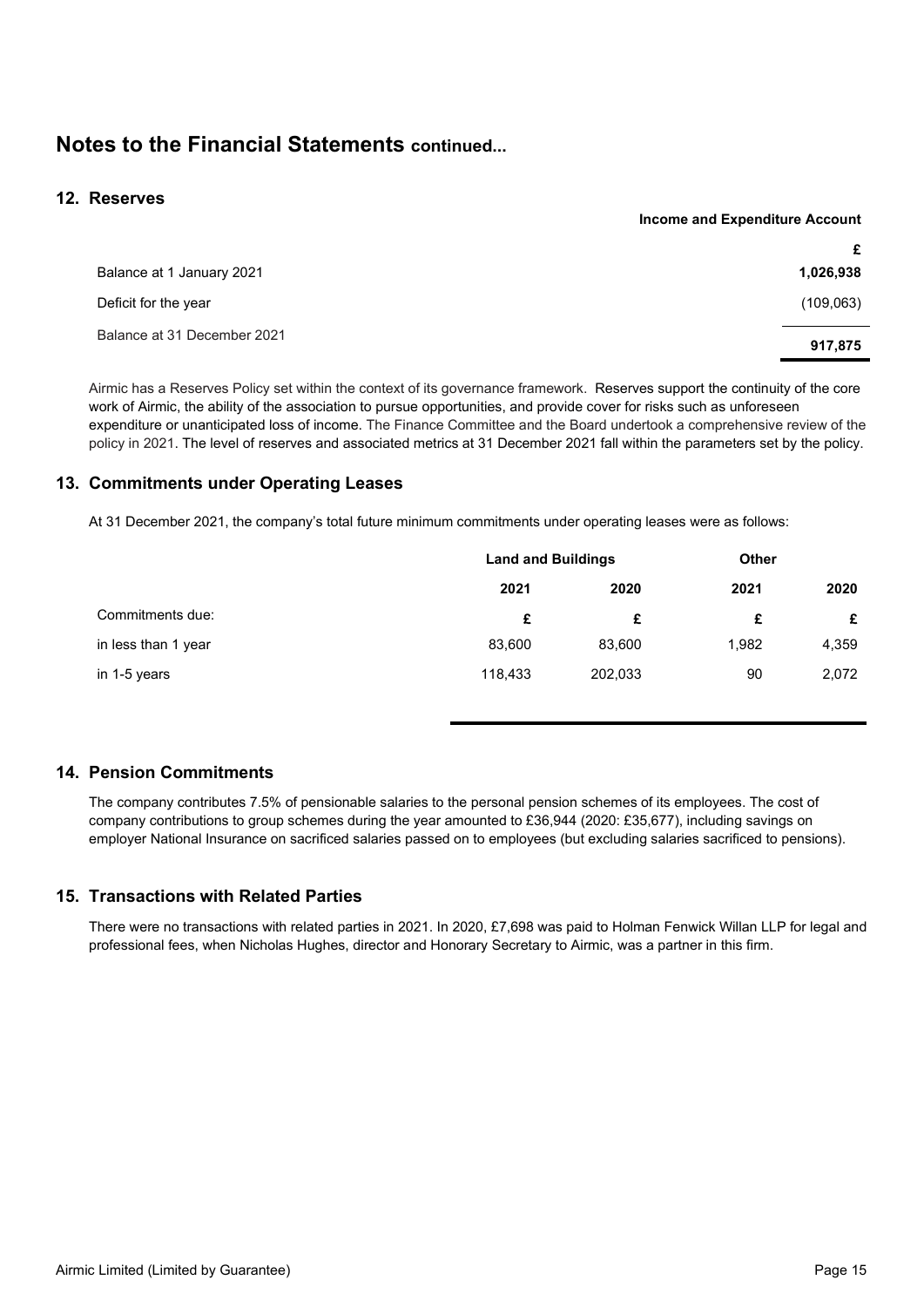# Notes to the Financial Statements continued...

## 12. Reserves

| | Income and Expenditure Account |
|---|---|
| | £ |
| Balance at 1 January 2021 | **1,026,938** |
| Deficit for the year | (109,063) |
| Balance at 31 December 2021 | **917,875** |

Airmic has a Reserves Policy set within the context of its governance framework. Reserves support the continuity of the core work of Airmic, the ability of the association to pursue opportunities, and provide cover for risks such as unforeseen expenditure or unanticipated loss of income. The Finance Committee and the Board undertook a comprehensive review of the policy in 2021. The level of reserves and associated metrics at 31 December 2021 fall within the parameters set by the policy.

## 13. Commitments under Operating Leases

At 31 December 2021, the company's total future minimum commitments under operating leases were as follows:

| | Land and Buildings | | Other | |
|---|---|---|---|---|
| | 2021 | 2020 | 2021 | 2020 |
| Commitments due: | £ | £ | £ | £ |
| in less than 1 year | 83,600 | 83,600 | 1,982 | 4,359 |
| in 1-5 years | 118,433 | 202,033 | 90 | 2,072 |

## 14. Pension Commitments

The company contributes 7.5% of pensionable salaries to the personal pension schemes of its employees. The cost of company contributions to group schemes during the year amounted to £36,944 (2020: £35,677), including savings on employer National Insurance on sacrificed salaries passed on to employees (but excluding salaries sacrificed to pensions).

## 15. Transactions with Related Parties

There were no transactions with related parties in 2021. In 2020, £7,698 was paid to Holman Fenwick Willan LLP for legal and professional fees, when Nicholas Hughes, director and Honorary Secretary to Airmic, was a partner in this firm.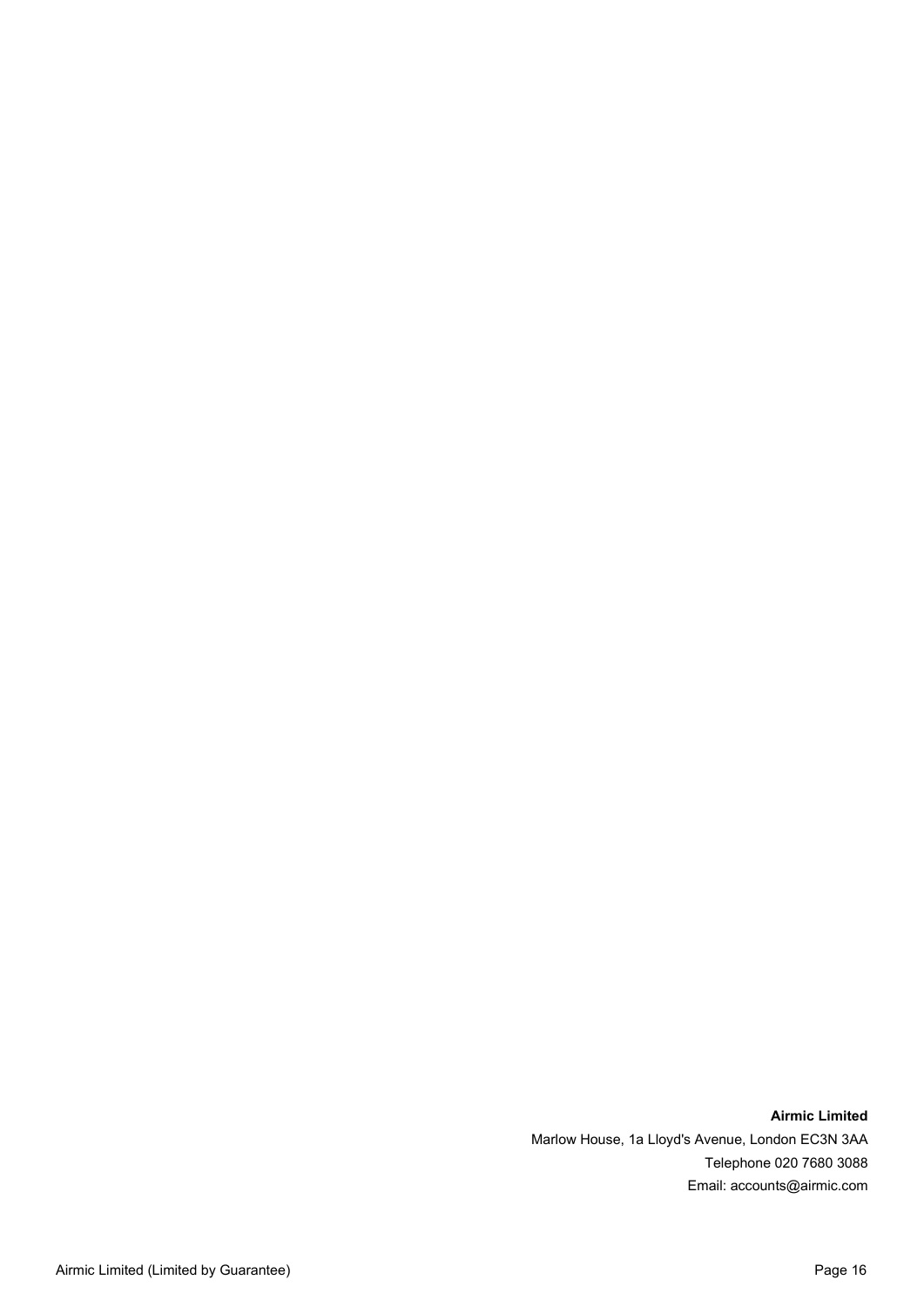**Airmic Limited**

Marlow House, 1a Lloyd's Avenue, London EC3N 3AA

Telephone 020 7680 3088

Email: accounts@airmic.com